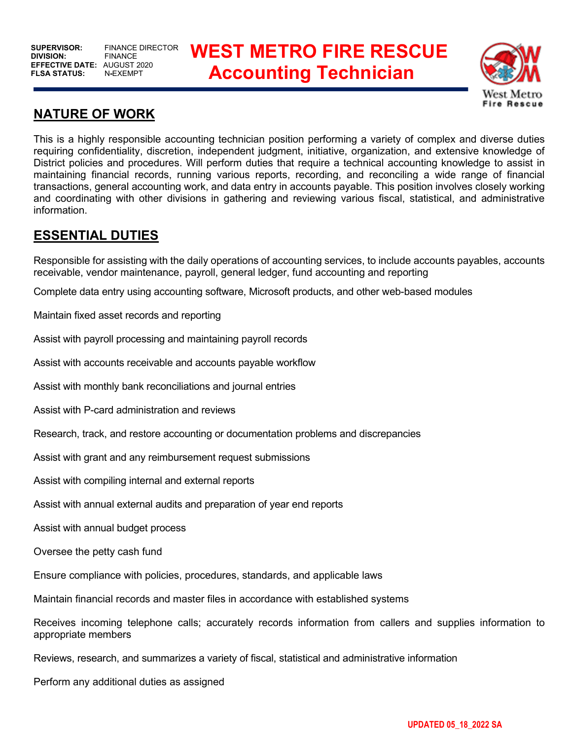**SUPERVISOR:** FINANCE DIRECTOR
**DIVISION:** FINANCE
**EFFECTIVE DATE:** AUGUST 2020
**FLSA STATUS:** N-EXEMPT

# WEST METRO FIRE RESCUE
# Accounting Technician

## NATURE OF WORK

This is a highly responsible accounting technician position performing a variety of complex and diverse duties requiring confidentiality, discretion, independent judgment, initiative, organization, and extensive knowledge of District policies and procedures. Will perform duties that require a technical accounting knowledge to assist in maintaining financial records, running various reports, recording, and reconciling a wide range of financial transactions, general accounting work, and data entry in accounts payable. This position involves closely working and coordinating with other divisions in gathering and reviewing various fiscal, statistical, and administrative information.

## ESSENTIAL DUTIES

Responsible for assisting with the daily operations of accounting services, to include accounts payables, accounts receivable, vendor maintenance, payroll, general ledger, fund accounting and reporting

Complete data entry using accounting software, Microsoft products, and other web-based modules

Maintain fixed asset records and reporting

Assist with payroll processing and maintaining payroll records

Assist with accounts receivable and accounts payable workflow

Assist with monthly bank reconciliations and journal entries

Assist with P-card administration and reviews

Research, track, and restore accounting or documentation problems and discrepancies

Assist with grant and any reimbursement request submissions

Assist with compiling internal and external reports

Assist with annual external audits and preparation of year end reports

Assist with annual budget process

Oversee the petty cash fund

Ensure compliance with policies, procedures, standards, and applicable laws

Maintain financial records and master files in accordance with established systems

Receives incoming telephone calls; accurately records information from callers and supplies information to appropriate members

Reviews, research, and summarizes a variety of fiscal, statistical and administrative information

Perform any additional duties as assigned

UPDATED 05_18_2022 SA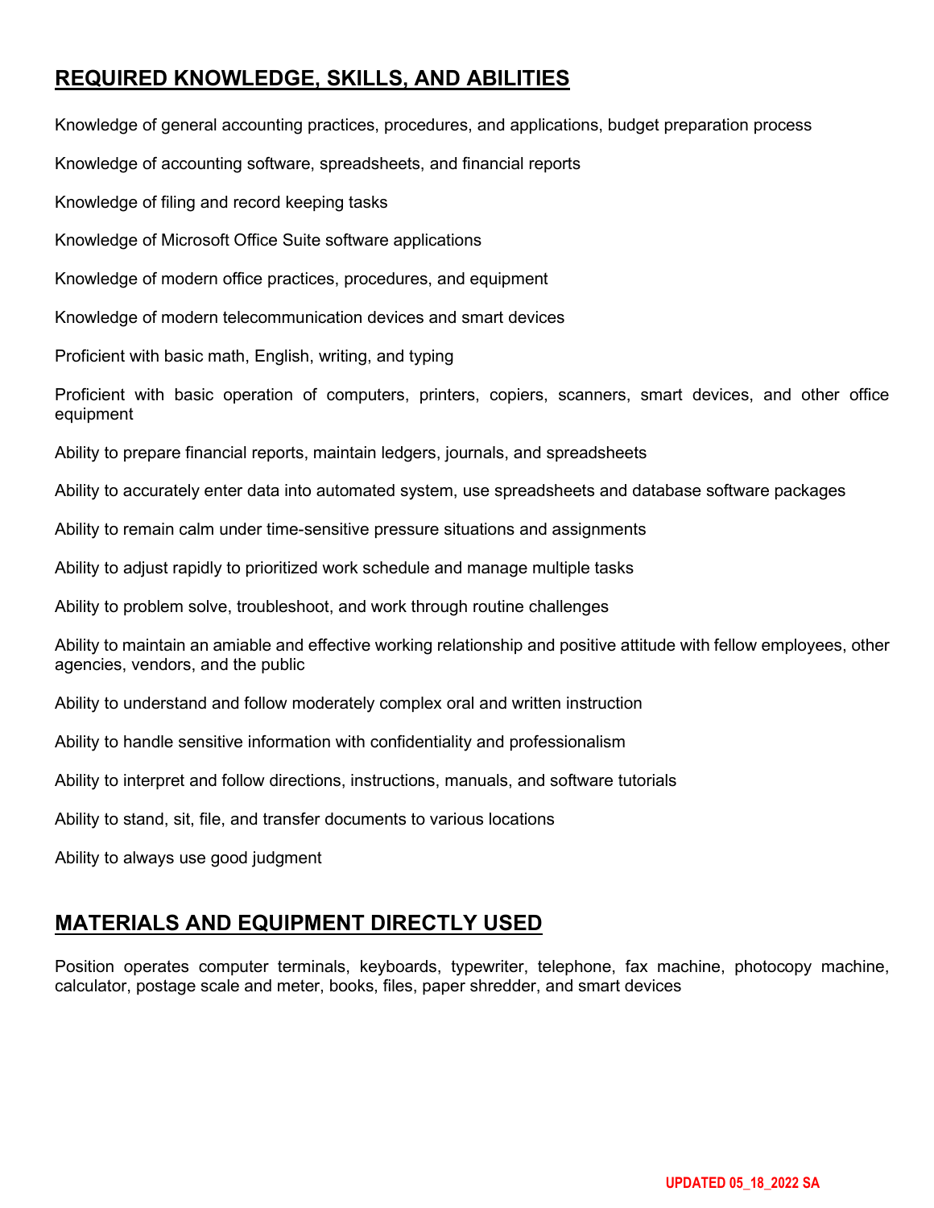## REQUIRED KNOWLEDGE, SKILLS, AND ABILITIES

Knowledge of general accounting practices, procedures, and applications, budget preparation process

Knowledge of accounting software, spreadsheets, and financial reports

Knowledge of filing and record keeping tasks

Knowledge of Microsoft Office Suite software applications

Knowledge of modern office practices, procedures, and equipment

Knowledge of modern telecommunication devices and smart devices

Proficient with basic math, English, writing, and typing

Proficient with basic operation of computers, printers, copiers, scanners, smart devices, and other office equipment

Ability to prepare financial reports, maintain ledgers, journals, and spreadsheets

Ability to accurately enter data into automated system, use spreadsheets and database software packages

Ability to remain calm under time-sensitive pressure situations and assignments

Ability to adjust rapidly to prioritized work schedule and manage multiple tasks

Ability to problem solve, troubleshoot, and work through routine challenges

Ability to maintain an amiable and effective working relationship and positive attitude with fellow employees, other agencies, vendors, and the public

Ability to understand and follow moderately complex oral and written instruction

Ability to handle sensitive information with confidentiality and professionalism

Ability to interpret and follow directions, instructions, manuals, and software tutorials

Ability to stand, sit, file, and transfer documents to various locations

Ability to always use good judgment

## MATERIALS AND EQUIPMENT DIRECTLY USED

Position operates computer terminals, keyboards, typewriter, telephone, fax machine, photocopy machine, calculator, postage scale and meter, books, files, paper shredder, and smart devices

UPDATED 05_18_2022 SA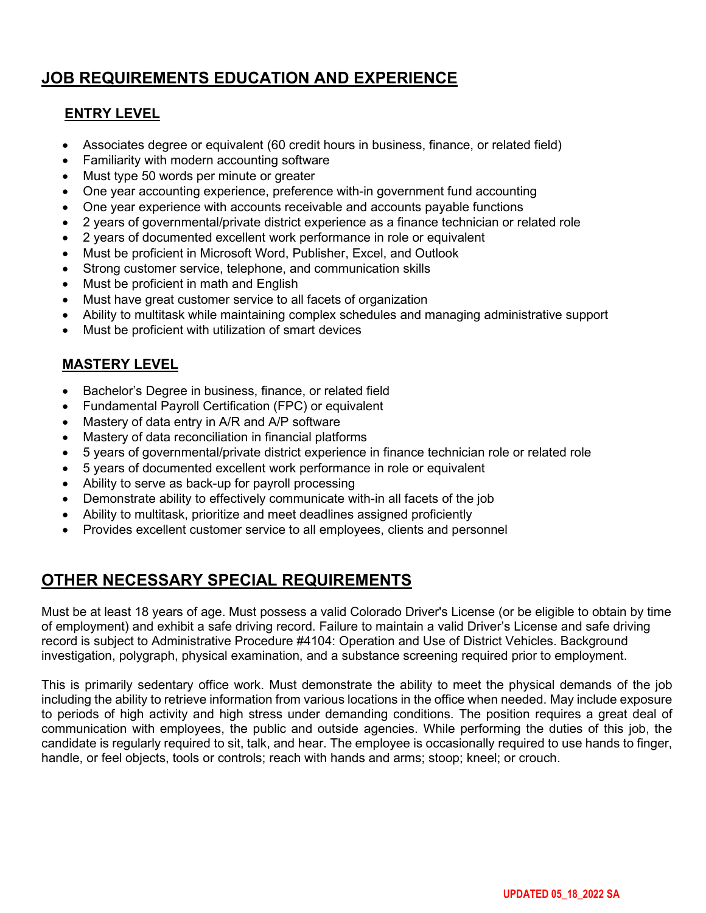## JOB REQUIREMENTS EDUCATION AND EXPERIENCE

### ENTRY LEVEL

- Associates degree or equivalent (60 credit hours in business, finance, or related field)
- Familiarity with modern accounting software
- Must type 50 words per minute or greater
- One year accounting experience, preference with-in government fund accounting
- One year experience with accounts receivable and accounts payable functions
- 2 years of governmental/private district experience as a finance technician or related role
- 2 years of documented excellent work performance in role or equivalent
- Must be proficient in Microsoft Word, Publisher, Excel, and Outlook
- Strong customer service, telephone, and communication skills
- Must be proficient in math and English
- Must have great customer service to all facets of organization
- Ability to multitask while maintaining complex schedules and managing administrative support
- Must be proficient with utilization of smart devices

### MASTERY LEVEL

- Bachelor's Degree in business, finance, or related field
- Fundamental Payroll Certification (FPC) or equivalent
- Mastery of data entry in A/R and A/P software
- Mastery of data reconciliation in financial platforms
- 5 years of governmental/private district experience in finance technician role or related role
- 5 years of documented excellent work performance in role or equivalent
- Ability to serve as back-up for payroll processing
- Demonstrate ability to effectively communicate with-in all facets of the job
- Ability to multitask, prioritize and meet deadlines assigned proficiently
- Provides excellent customer service to all employees, clients and personnel

## OTHER NECESSARY SPECIAL REQUIREMENTS

Must be at least 18 years of age. Must possess a valid Colorado Driver's License (or be eligible to obtain by time of employment) and exhibit a safe driving record. Failure to maintain a valid Driver's License and safe driving record is subject to Administrative Procedure #4104: Operation and Use of District Vehicles. Background investigation, polygraph, physical examination, and a substance screening required prior to employment.

This is primarily sedentary office work. Must demonstrate the ability to meet the physical demands of the job including the ability to retrieve information from various locations in the office when needed. May include exposure to periods of high activity and high stress under demanding conditions. The position requires a great deal of communication with employees, the public and outside agencies. While performing the duties of this job, the candidate is regularly required to sit, talk, and hear. The employee is occasionally required to use hands to finger, handle, or feel objects, tools or controls; reach with hands and arms; stoop; kneel; or crouch.

UPDATED 05_18_2022 SA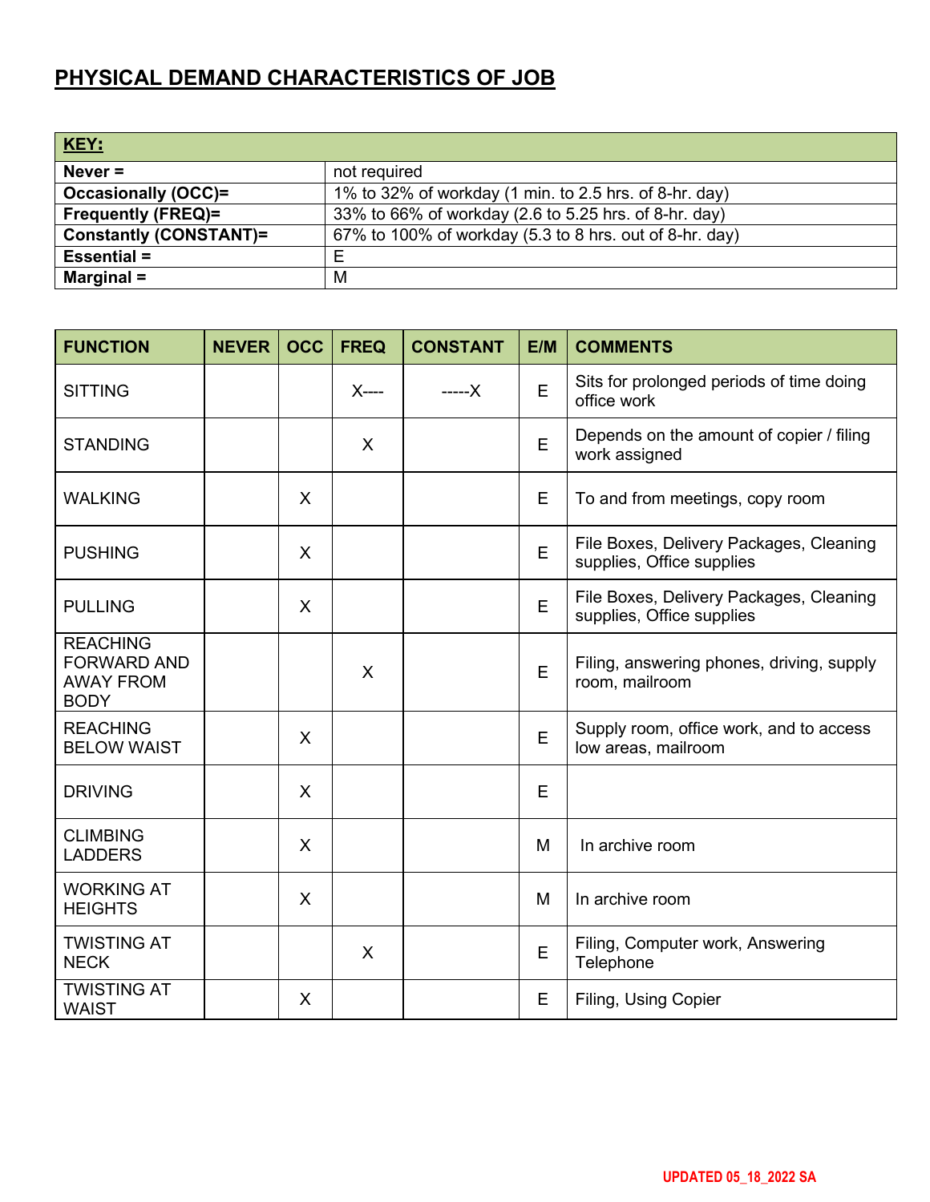## PHYSICAL DEMAND CHARACTERISTICS OF JOB

| **KEY:** | |
|---|---|
| **Never =** | not required |
| **Occasionally (OCC)=** | 1% to 32% of workday (1 min. to 2.5 hrs. of 8-hr. day) |
| **Frequently (FREQ)=** | 33% to 66% of workday (2.6 to 5.25 hrs. of 8-hr. day) |
| **Constantly (CONSTANT)=** | 67% to 100% of workday (5.3 to 8 hrs. out of 8-hr. day) |
| **Essential =** | E |
| **Marginal =** | M |

| FUNCTION | NEVER | OCC | FREQ | CONSTANT | E/M | COMMENTS |
|---|---|---|---|---|---|---|
| SITTING | | | X---- | -----X | E | Sits for prolonged periods of time doing office work |
| STANDING | | | X | | E | Depends on the amount of copier / filing work assigned |
| WALKING | | X | | | E | To and from meetings, copy room |
| PUSHING | | X | | | E | File Boxes, Delivery Packages, Cleaning supplies, Office supplies |
| PULLING | | X | | | E | File Boxes, Delivery Packages, Cleaning supplies, Office supplies |
| REACHING FORWARD AND AWAY FROM BODY | | | X | | E | Filing, answering phones, driving, supply room, mailroom |
| REACHING BELOW WAIST | | X | | | E | Supply room, office work, and to access low areas, mailroom |
| DRIVING | | X | | | E | |
| CLIMBING LADDERS | | X | | | M | In archive room |
| WORKING AT HEIGHTS | | X | | | M | In archive room |
| TWISTING AT NECK | | | X | | E | Filing, Computer work, Answering Telephone |
| TWISTING AT WAIST | | X | | | E | Filing, Using Copier |

UPDATED 05_18_2022 SA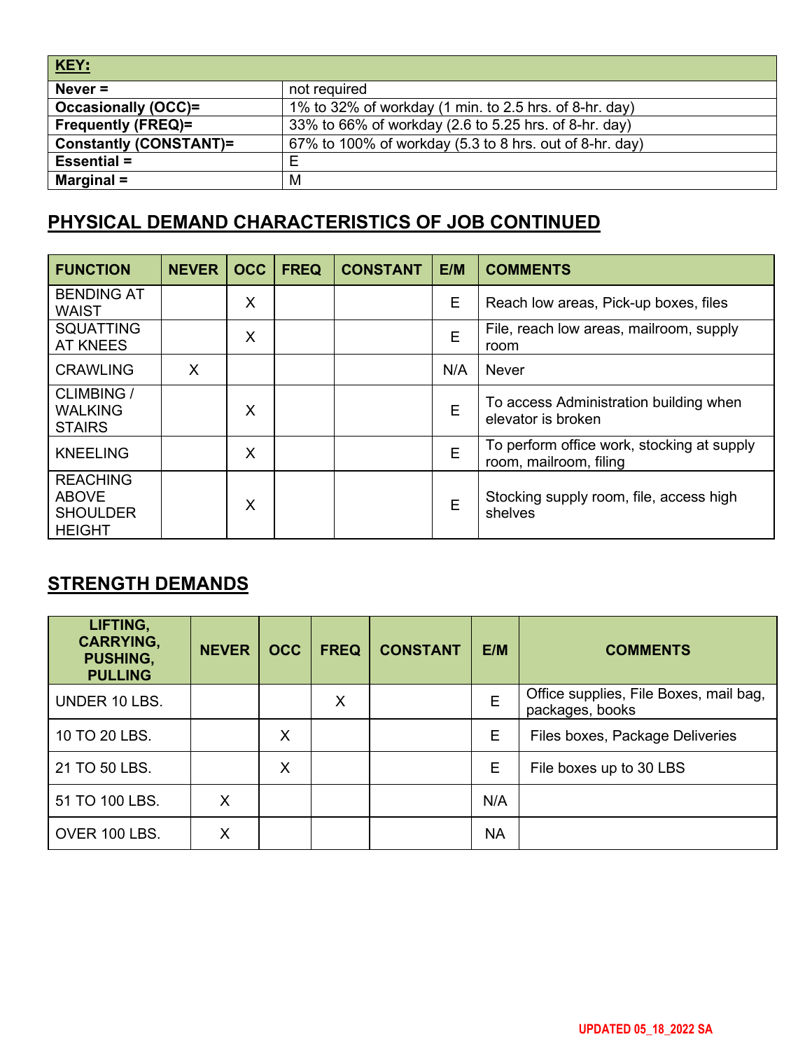| KEY: | |
|---|---|
| **Never =** | not required |
| **Occasionally (OCC)=** | 1% to 32% of workday (1 min. to 2.5 hrs. of 8-hr. day) |
| **Frequently (FREQ)=** | 33% to 66% of workday (2.6 to 5.25 hrs. of 8-hr. day) |
| **Constantly (CONSTANT)=** | 67% to 100% of workday (5.3 to 8 hrs. out of 8-hr. day) |
| **Essential =** | E |
| **Marginal =** | M |

## PHYSICAL DEMAND CHARACTERISTICS OF JOB CONTINUED

| FUNCTION | NEVER | OCC | FREQ | CONSTANT | E/M | COMMENTS |
|---|---|---|---|---|---|---|
| BENDING AT WAIST | | X | | | E | Reach low areas, Pick-up boxes, files |
| SQUATTING AT KNEES | | X | | | E | File, reach low areas, mailroom, supply room |
| CRAWLING | X | | | | N/A | Never |
| CLIMBING / WALKING STAIRS | | X | | | E | To access Administration building when elevator is broken |
| KNEELING | | X | | | E | To perform office work, stocking at supply room, mailroom, filing |
| REACHING ABOVE SHOULDER HEIGHT | | X | | | E | Stocking supply room, file, access high shelves |

## STRENGTH DEMANDS

| LIFTING, CARRYING, PUSHING, PULLING | NEVER | OCC | FREQ | CONSTANT | E/M | COMMENTS |
|---|---|---|---|---|---|---|
| UNDER 10 LBS. | | | X | | E | Office supplies, File Boxes, mail bag, packages, books |
| 10 TO 20 LBS. | | X | | | E | Files boxes, Package Deliveries |
| 21 TO 50 LBS. | | X | | | E | File boxes up to 30 LBS |
| 51 TO 100 LBS. | X | | | | N/A | |
| OVER 100 LBS. | X | | | | NA | |

UPDATED 05_18_2022 SA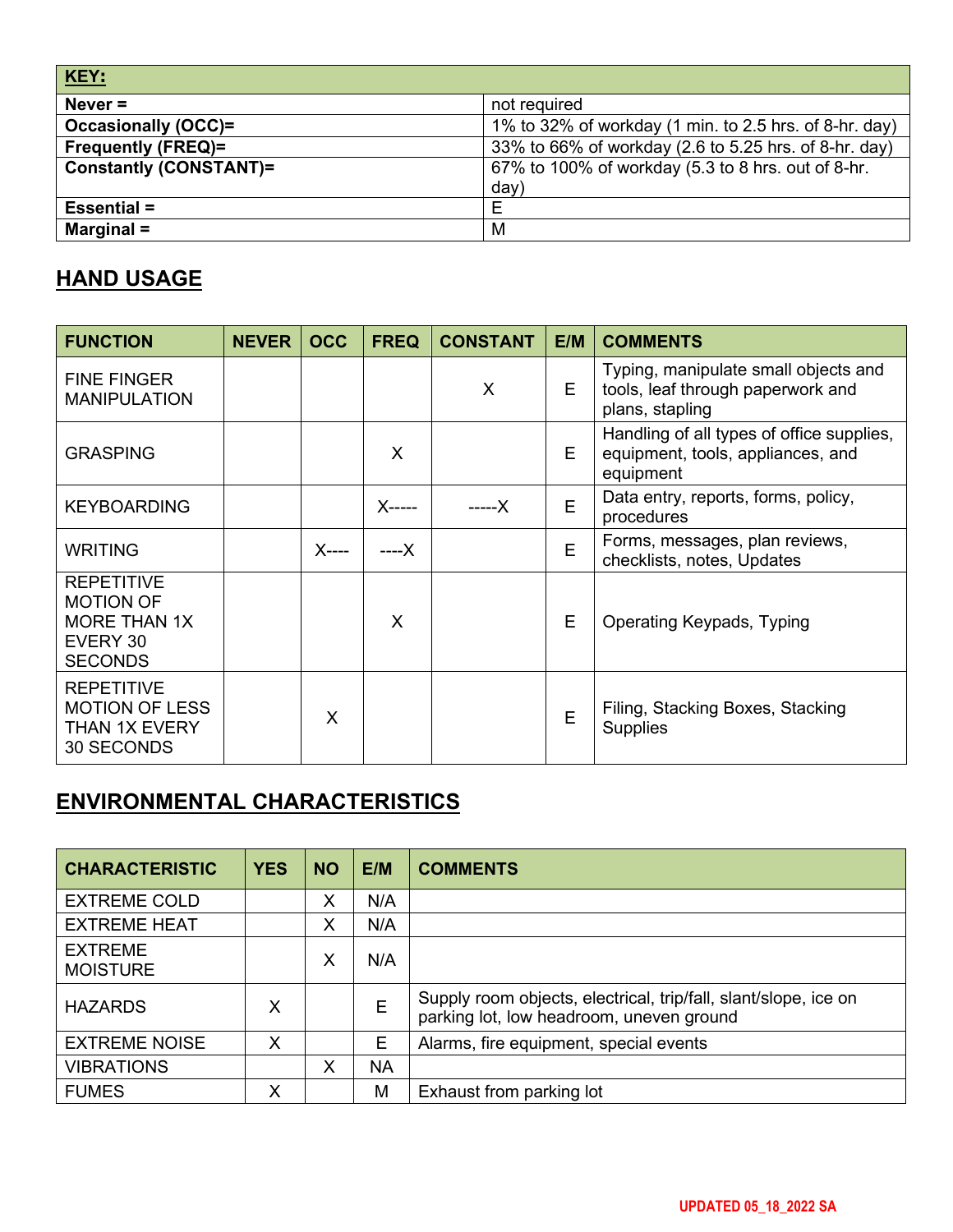| KEY: | |
|---|---|
| **Never =** | not required |
| **Occasionally (OCC)=** | 1% to 32% of workday (1 min. to 2.5 hrs. of 8-hr. day) |
| **Frequently (FREQ)=** | 33% to 66% of workday (2.6 to 5.25 hrs. of 8-hr. day) |
| **Constantly (CONSTANT)=** | 67% to 100% of workday (5.3 to 8 hrs. out of 8-hr. day) |
| **Essential =** | E |
| **Marginal =** | M |

## HAND USAGE

| FUNCTION | NEVER | OCC | FREQ | CONSTANT | E/M | COMMENTS |
|---|---|---|---|---|---|---|
| FINE FINGER MANIPULATION | | | | X | E | Typing, manipulate small objects and tools, leaf through paperwork and plans, stapling |
| GRASPING | | | X | | E | Handling of all types of office supplies, equipment, tools, appliances, and equipment |
| KEYBOARDING | | | X----- | -----X | E | Data entry, reports, forms, policy, procedures |
| WRITING | | X---- | ----X | | E | Forms, messages, plan reviews, checklists, notes, Updates |
| REPETITIVE MOTION OF MORE THAN 1X EVERY 30 SECONDS | | | X | | E | Operating Keypads, Typing |
| REPETITIVE MOTION OF LESS THAN 1X EVERY 30 SECONDS | | X | | | E | Filing, Stacking Boxes, Stacking Supplies |

## ENVIRONMENTAL CHARACTERISTICS

| CHARACTERISTIC | YES | NO | E/M | COMMENTS |
|---|---|---|---|---|
| EXTREME COLD | | X | N/A | |
| EXTREME HEAT | | X | N/A | |
| EXTREME MOISTURE | | X | N/A | |
| HAZARDS | X | | E | Supply room objects, electrical, trip/fall, slant/slope, ice on parking lot, low headroom, uneven ground |
| EXTREME NOISE | X | | E | Alarms, fire equipment, special events |
| VIBRATIONS | | X | NA | |
| FUMES | X | | M | Exhaust from parking lot |

UPDATED 05_18_2022 SA